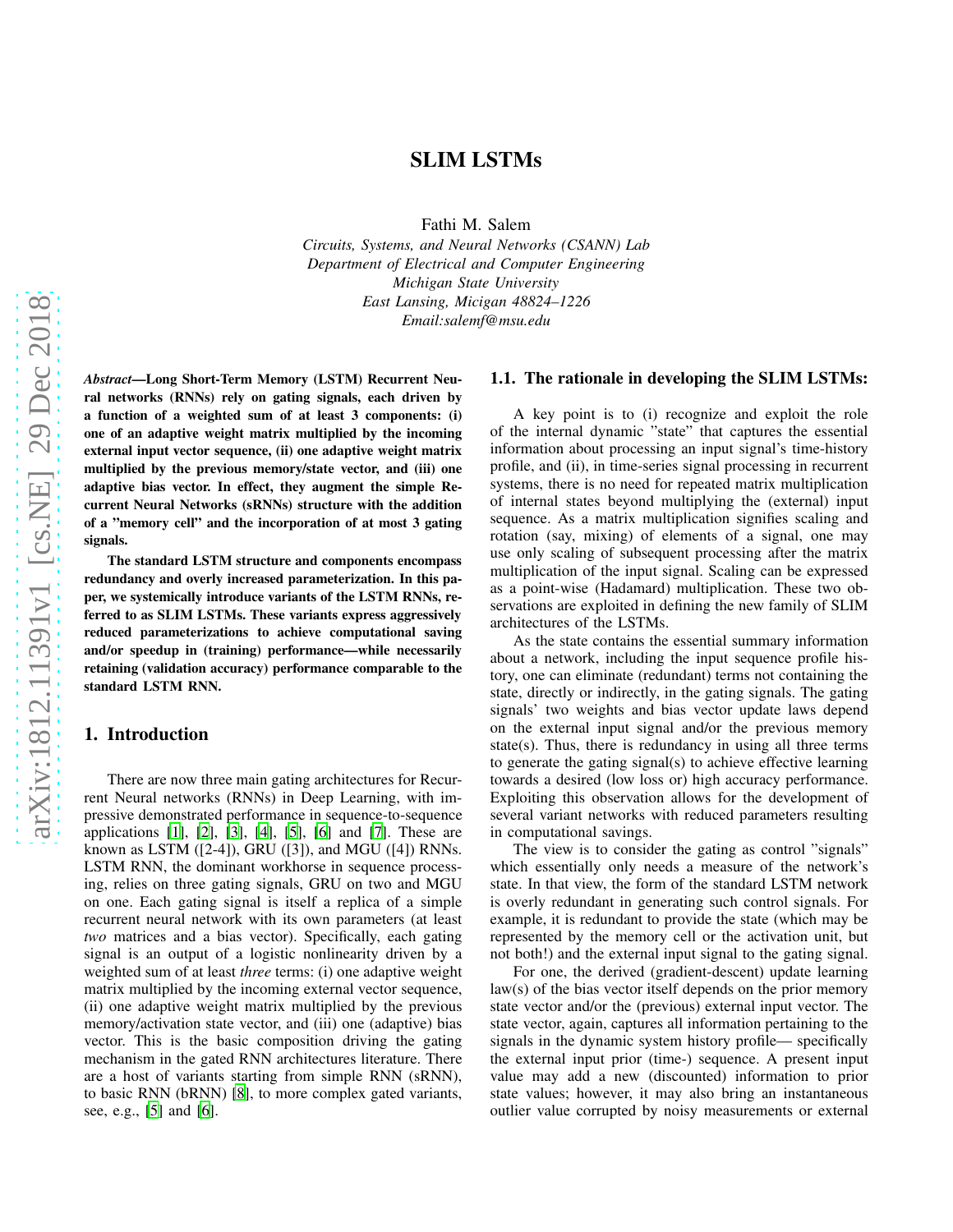# SLIM LSTMs

Fathi M. Salem
*Circuits, Systems, and Neural Networks (CSANN) Lab*
*Department of Electrical and Computer Engineering*
*Michigan State University*
*East Lansing, Micigan 48824–1226*
*Email:salemf@msu.edu*

***Abstract*—Long Short-Term Memory (LSTM) Recurrent Neural networks (RNNs) rely on gating signals, each driven by a function of a weighted sum of at least 3 components: (i) one of an adaptive weight matrix multiplied by the incoming external input vector sequence, (ii) one adaptive weight matrix multiplied by the previous memory/state vector, and (iii) one adaptive bias vector. In effect, they augment the simple Recurrent Neural Networks (sRNNs) structure with the addition of a "memory cell" and the incorporation of at most 3 gating signals.**

**The standard LSTM structure and components encompass redundancy and overly increased parameterization. In this paper, we systemically introduce variants of the LSTM RNNs, referred to as SLIM LSTMs. These variants express aggressively reduced parameterizations to achieve computational saving and/or speedup in (training) performance—while necessarily retaining (validation accuracy) performance comparable to the standard LSTM RNN.**

## 1. Introduction

There are now three main gating architectures for Recurrent Neural networks (RNNs) in Deep Learning, with impressive demonstrated performance in sequence-to-sequence applications [1], [2], [3], [4], [5], [6] and [7]. These are known as LSTM ([2-4]), GRU ([3]), and MGU ([4]) RNNs. LSTM RNN, the dominant workhorse in sequence processing, relies on three gating signals, GRU on two and MGU on one. Each gating signal is itself a replica of a simple recurrent neural network with its own parameters (at least *two* matrices and a bias vector). Specifically, each gating signal is an output of a logistic nonlinearity driven by a weighted sum of at least *three* terms: (i) one adaptive weight matrix multiplied by the incoming external vector sequence, (ii) one adaptive weight matrix multiplied by the previous memory/activation state vector, and (iii) one (adaptive) bias vector. This is the basic composition driving the gating mechanism in the gated RNN architectures literature. There are a host of variants starting from simple RNN (sRNN), to basic RNN (bRNN) [8], to more complex gated variants, see, e.g., [5] and [6].

### 1.1. The rationale in developing the SLIM LSTMs:

A key point is to (i) recognize and exploit the role of the internal dynamic "state" that captures the essential information about processing an input signal's time-history profile, and (ii), in time-series signal processing in recurrent systems, there is no need for repeated matrix multiplication of internal states beyond multiplying the (external) input sequence. As a matrix multiplication signifies scaling and rotation (say, mixing) of elements of a signal, one may use only scaling of subsequent processing after the matrix multiplication of the input signal. Scaling can be expressed as a point-wise (Hadamard) multiplication. These two observations are exploited in defining the new family of SLIM architectures of the LSTMs.

As the state contains the essential summary information about a network, including the input sequence profile history, one can eliminate (redundant) terms not containing the state, directly or indirectly, in the gating signals. The gating signals' two weights and bias vector update laws depend on the external input signal and/or the previous memory state(s). Thus, there is redundancy in using all three terms to generate the gating signal(s) to achieve effective learning towards a desired (low loss or) high accuracy performance. Exploiting this observation allows for the development of several variant networks with reduced parameters resulting in computational savings.

The view is to consider the gating as control "signals" which essentially only needs a measure of the network's state. In that view, the form of the standard LSTM network is overly redundant in generating such control signals. For example, it is redundant to provide the state (which may be represented by the memory cell or the activation unit, but not both!) and the external input signal to the gating signal.

For one, the derived (gradient-descent) update learning law(s) of the bias vector itself depends on the prior memory state vector and/or the (previous) external input vector. The state vector, again, captures all information pertaining to the signals in the dynamic system history profile— specifically the external input prior (time-) sequence. A present input value may add a new (discounted) information to prior state values; however, it may also bring an instantaneous outlier value corrupted by noisy measurements or external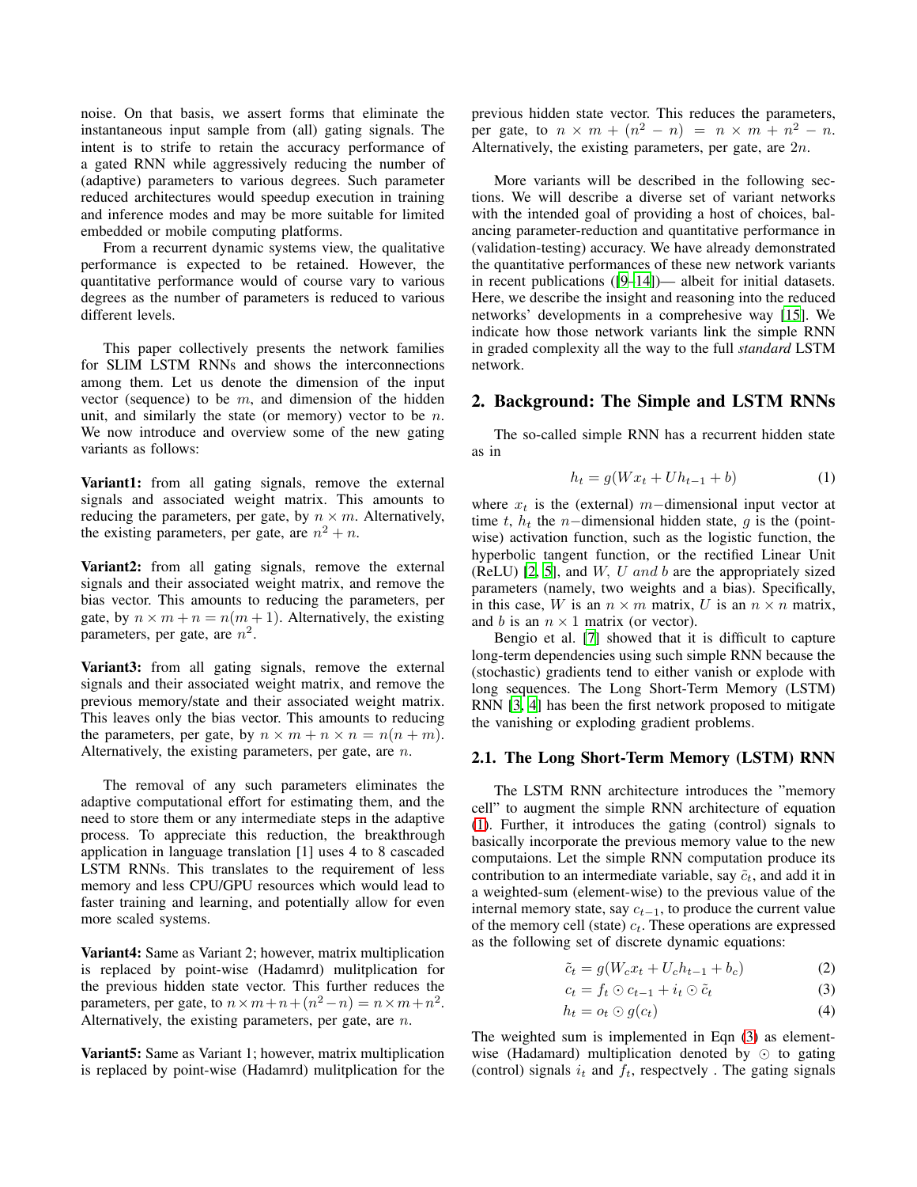noise. On that basis, we assert forms that eliminate the instantaneous input sample from (all) gating signals. The intent is to strife to retain the accuracy performance of a gated RNN while aggressively reducing the number of (adaptive) parameters to various degrees. Such parameter reduced architectures would speedup execution in training and inference modes and may be more suitable for limited embedded or mobile computing platforms.

From a recurrent dynamic systems view, the qualitative performance is expected to be retained. However, the quantitative performance would of course vary to various degrees as the number of parameters is reduced to various different levels.

This paper collectively presents the network families for SLIM LSTM RNNs and shows the interconnections among them. Let us denote the dimension of the input vector (sequence) to be $m$, and dimension of the hidden unit, and similarly the state (or memory) vector to be $n$. We now introduce and overview some of the new gating variants as follows:

**Variant1:** from all gating signals, remove the external signals and associated weight matrix. This amounts to reducing the parameters, per gate, by $n \times m$. Alternatively, the existing parameters, per gate, are $n^2 + n$.

**Variant2:** from all gating signals, remove the external signals and their associated weight matrix, and remove the bias vector. This amounts to reducing the parameters, per gate, by $n \times m + n = n(m + 1)$. Alternatively, the existing parameters, per gate, are $n^2$.

**Variant3:** from all gating signals, remove the external signals and their associated weight matrix, and remove the previous memory/state and their associated weight matrix. This leaves only the bias vector. This amounts to reducing the parameters, per gate, by $n \times m + n \times n = n(n + m)$. Alternatively, the existing parameters, per gate, are $n$.

The removal of any such parameters eliminates the adaptive computational effort for estimating them, and the need to store them or any intermediate steps in the adaptive process. To appreciate this reduction, the breakthrough application in language translation [1] uses 4 to 8 cascaded LSTM RNNs. This translates to the requirement of less memory and less CPU/GPU resources which would lead to faster training and learning, and potentially allow for even more scaled systems.

**Variant4:** Same as Variant 2; however, matrix multiplication is replaced by point-wise (Hadamrd) mulitplication for the previous hidden state vector. This further reduces the parameters, per gate, to $n \times m + n + (n^2 - n) = n \times m + n^2$. Alternatively, the existing parameters, per gate, are $n$.

**Variant5:** Same as Variant 1; however, matrix multiplication is replaced by point-wise (Hadamrd) mulitplication for the previous hidden state vector. This reduces the parameters, per gate, to $n \times m + (n^2 - n) = n \times m + n^2 - n$. Alternatively, the existing parameters, per gate, are $2n$.

More variants will be described in the following sections. We will describe a diverse set of variant networks with the intended goal of providing a host of choices, balancing parameter-reduction and quantitative performance in (validation-testing) accuracy. We have already demonstrated the quantitative performances of these new network variants in recent publications ([9–14])— albeit for initial datasets. Here, we describe the insight and reasoning into the reduced networks' developments in a comprehesive way [15]. We indicate how those network variants link the simple RNN in graded complexity all the way to the full *standard* LSTM network.

## 2. Background: The Simple and LSTM RNNs

The so-called simple RNN has a recurrent hidden state as in

$$h_t = g(Wx_t + Uh_{t-1} + b) \tag{1}$$

where $x_t$ is the (external) $m-$dimensional input vector at time $t$, $h_t$ the $n-$dimensional hidden state, $g$ is the (point-wise) activation function, such as the logistic function, the hyperbolic tangent function, or the rectified Linear Unit (ReLU) [2, 5], and $W$, $U$ *and* $b$ are the appropriately sized parameters (namely, two weights and a bias). Specifically, in this case, $W$ is an $n \times m$ matrix, $U$ is an $n \times n$ matrix, and $b$ is an $n \times 1$ matrix (or vector).

Bengio et al. [7] showed that it is difficult to capture long-term dependencies using such simple RNN because the (stochastic) gradients tend to either vanish or explode with long sequences. The Long Short-Term Memory (LSTM) RNN [3, 4] has been the first network proposed to mitigate the vanishing or exploding gradient problems.

### 2.1. The Long Short-Term Memory (LSTM) RNN

The LSTM RNN architecture introduces the "memory cell" to augment the simple RNN architecture of equation (1). Further, it introduces the gating (control) signals to basically incorporate the previous memory value to the new computaions. Let the simple RNN computation produce its contribution to an intermediate variable, say $\tilde{c}_t$, and add it in a weighted-sum (element-wise) to the previous value of the internal memory state, say $c_{t-1}$, to produce the current value of the memory cell (state) $c_t$. These operations are expressed as the following set of discrete dynamic equations:

$$\tilde{c}_t = g(W_c x_t + U_c h_{t-1} + b_c) \tag{2}$$

$$c_t = f_t \odot c_{t-1} + i_t \odot \tilde{c}_t \tag{3}$$

$$h_t = o_t \odot g(c_t) \tag{4}$$

The weighted sum is implemented in Eqn (3) as element-wise (Hadamard) multiplication denoted by $\odot$ to gating (control) signals $i_t$ and $f_t$, respectvely . The gating signals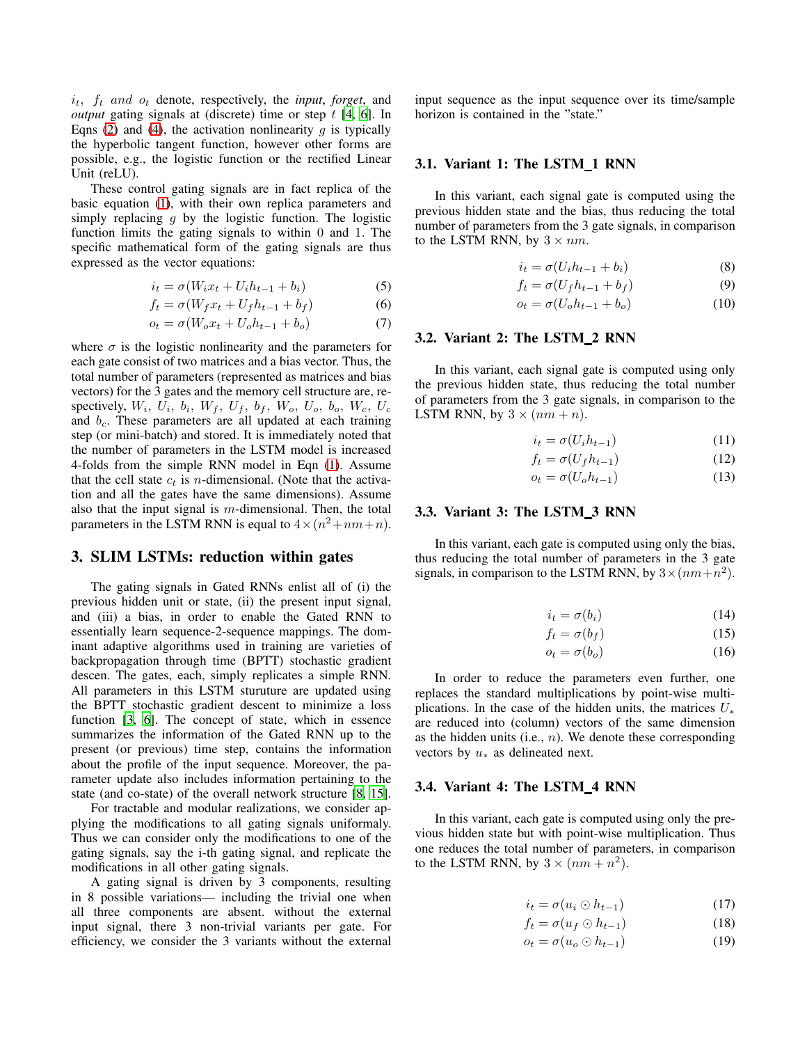$i_t$, $f_t$ *and* $o_t$ denote, respectively, the *input*, *forget*, and *output* gating signals at (discrete) time or step $t$ [4, 6]. In Eqns (2) and (4), the activation nonlinearity $g$ is typically the hyperbolic tangent function, however other forms are possible, e.g., the logistic function or the rectified Linear Unit (reLU).

These control gating signals are in fact replica of the basic equation (1), with their own replica parameters and simply replacing $g$ by the logistic function. The logistic function limits the gating signals to within 0 and 1. The specific mathematical form of the gating signals are thus expressed as the vector equations:

$$i_t = \sigma(W_i x_t + U_i h_{t-1} + b_i) \tag{5}$$

$$f_t = \sigma(W_f x_t + U_f h_{t-1} + b_f) \tag{6}$$

$$o_t = \sigma(W_o x_t + U_o h_{t-1} + b_o) \tag{7}$$

where $\sigma$ is the logistic nonlinearity and the parameters for each gate consist of two matrices and a bias vector. Thus, the total number of parameters (represented as matrices and bias vectors) for the 3 gates and the memory cell structure are, respectively, $W_i$, $U_i$, $b_i$, $W_f$, $U_f$, $b_f$, $W_o$, $U_o$, $b_o$, $W_c$, $U_c$ and $b_c$. These parameters are all updated at each training step (or mini-batch) and stored. It is immediately noted that the number of parameters in the LSTM model is increased 4-folds from the simple RNN model in Eqn (1). Assume that the cell state $c_t$ is $n$-dimensional. (Note that the activation and all the gates have the same dimensions). Assume also that the input signal is $m$-dimensional. Then, the total parameters in the LSTM RNN is equal to $4 \times (n^2 + nm + n)$.

## 3. SLIM LSTMs: reduction within gates

The gating signals in Gated RNNs enlist all of (i) the previous hidden unit or state, (ii) the present input signal, and (iii) a bias, in order to enable the Gated RNN to essentially learn sequence-2-sequence mappings. The dominant adaptive algorithms used in training are varieties of backpropagation through time (BPTT) stochastic gradient descen. The gates, each, simply replicates a simple RNN. All parameters in this LSTM sturuture are updated using the BPTT stochastic gradient descent to minimize a loss function [3, 6]. The concept of state, which in essence summarizes the information of the Gated RNN up to the present (or previous) time step, contains the information about the profile of the input sequence. Moreover, the parameter update also includes information pertaining to the state (and co-state) of the overall network structure [8, 15].

For tractable and modular realizations, we consider applying the modifications to all gating signals uniformaly. Thus we can consider only the modifications to one of the gating signals, say the i-th gating signal, and replicate the modifications in all other gating signals.

A gating signal is driven by 3 components, resulting in 8 possible variations— including the trivial one when all three components are absent. without the external input signal, there 3 non-trivial variants per gate. For efficiency, we consider the 3 variants without the external input sequence as the input sequence over its time/sample horizon is contained in the "state."

### 3.1. Variant 1: The LSTM_1 RNN

In this variant, each signal gate is computed using the previous hidden state and the bias, thus reducing the total number of parameters from the 3 gate signals, in comparison to the LSTM RNN, by $3 \times nm$.

$$i_t = \sigma(U_i h_{t-1} + b_i) \tag{8}$$

$$f_t = \sigma(U_f h_{t-1} + b_f) \tag{9}$$

$$o_t = \sigma(U_o h_{t-1} + b_o) \tag{10}$$

### 3.2. Variant 2: The LSTM_2 RNN

In this variant, each signal gate is computed using only the previous hidden state, thus reducing the total number of parameters from the 3 gate signals, in comparison to the LSTM RNN, by $3 \times (nm + n)$.

$$i_t = \sigma(U_i h_{t-1}) \tag{11}$$

$$f_t = \sigma(U_f h_{t-1}) \tag{12}$$

$$o_t = \sigma(U_o h_{t-1}) \tag{13}$$

### 3.3. Variant 3: The LSTM_3 RNN

In this variant, each gate is computed using only the bias, thus reducing the total number of parameters in the 3 gate signals, in comparison to the LSTM RNN, by $3 \times (nm + n^2)$.

$$i_t = \sigma(b_i) \tag{14}$$

$$f_t = \sigma(b_f) \tag{15}$$

$$o_t = \sigma(b_o) \tag{16}$$

In order to reduce the parameters even further, one replaces the standard multiplications by point-wise multiplications. In the case of the hidden units, the matrices $U_*$ are reduced into (column) vectors of the same dimension as the hidden units (i.e., $n$). We denote these corresponding vectors by $u_*$ as delineated next.

### 3.4. Variant 4: The LSTM_4 RNN

In this variant, each gate is computed using only the previous hidden state but with point-wise multiplication. Thus one reduces the total number of parameters, in comparison to the LSTM RNN, by $3 \times (nm + n^2)$.

$$i_t = \sigma(u_i \odot h_{t-1}) \tag{17}$$

$$f_t = \sigma(u_f \odot h_{t-1}) \tag{18}$$

$$o_t = \sigma(u_o \odot h_{t-1}) \tag{19}$$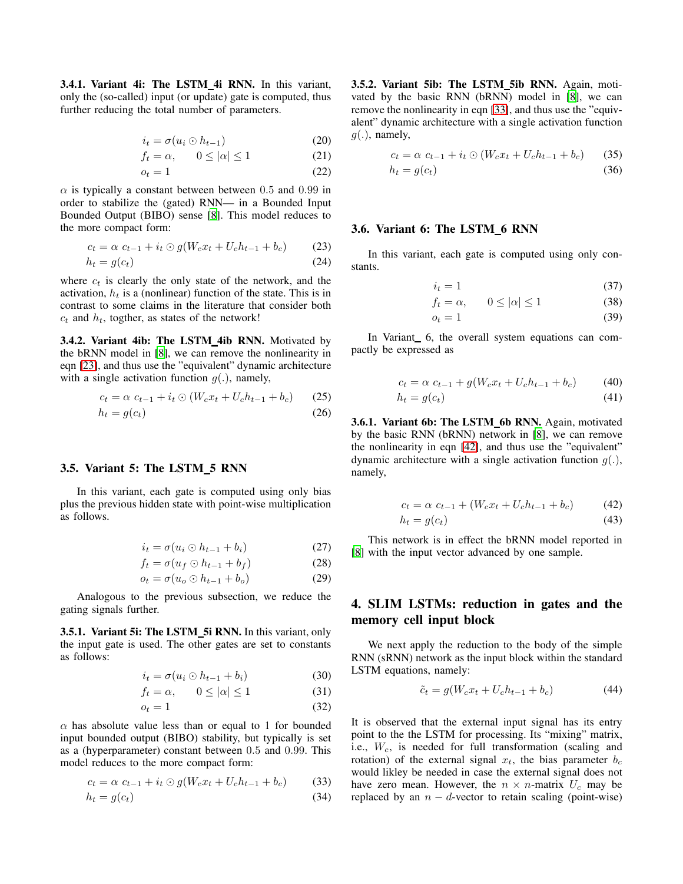#### 3.4.1. Variant 4i: The LSTM_4i RNN.

In this variant, only the (so-called) input (or update) gate is computed, thus further reducing the total number of parameters.

$$i_t = \sigma(u_i \odot h_{t-1}) \tag{20}$$
$$f_t = \alpha, \qquad 0 \le |\alpha| \le 1 \tag{21}$$
$$o_t = 1 \tag{22}$$

$\alpha$ is typically a constant between between 0.5 and 0.99 in order to stabilize the (gated) RNN— in a Bounded Input Bounded Output (BIBO) sense [8]. This model reduces to the more compact form:

$$c_t = \alpha \; c_{t-1} + i_t \odot g(W_c x_t + U_c h_{t-1} + b_c) \tag{23}$$
$$h_t = g(c_t) \tag{24}$$

where $c_t$ is clearly the only state of the network, and the activation, $h_t$ is a (nonlinear) function of the state. This is in contrast to some claims in the literature that consider both $c_t$ and $h_t$, togther, as states of the network!

#### 3.4.2. Variant 4ib: The LSTM_4ib RNN.

Motivated by the bRNN model in [8], we can remove the nonlinearity in eqn [23], and thus use the "equivalent" dynamic architecture with a single activation function $g(.)$, namely,

$$c_t = \alpha \; c_{t-1} + i_t \odot (W_c x_t + U_c h_{t-1} + b_c) \tag{25}$$
$$h_t = g(c_t) \tag{26}$$

### 3.5. Variant 5: The LSTM_5 RNN

In this variant, each gate is computed using only bias plus the previous hidden state with point-wise multiplication as follows.

$$i_t = \sigma(u_i \odot h_{t-1} + b_i) \tag{27}$$
$$f_t = \sigma(u_f \odot h_{t-1} + b_f) \tag{28}$$
$$o_t = \sigma(u_o \odot h_{t-1} + b_o) \tag{29}$$

Analogous to the previous subsection, we reduce the gating signals further.

#### 3.5.1. Variant 5i: The LSTM_5i RNN.

In this variant, only the input gate is used. The other gates are set to constants as follows:

$$i_t = \sigma(u_i \odot h_{t-1} + b_i) \tag{30}$$
$$f_t = \alpha, \qquad 0 \le |\alpha| \le 1 \tag{31}$$
$$o_t = 1 \tag{32}$$

$\alpha$ has absolute value less than or equal to 1 for bounded input bounded output (BIBO) stability, but typically is set as a (hyperparameter) constant between 0.5 and 0.99. This model reduces to the more compact form:

$$c_t = \alpha \; c_{t-1} + i_t \odot g(W_c x_t + U_c h_{t-1} + b_c) \tag{33}$$
$$h_t = g(c_t) \tag{34}$$

#### 3.5.2. Variant 5ib: The LSTM_5ib RNN.

Again, motivated by the basic RNN (bRNN) model in [8], we can remove the nonlinearity in eqn [33], and thus use the "equivalent" dynamic architecture with a single activation function $g(.)$, namely,

$$c_t = \alpha \; c_{t-1} + i_t \odot (W_c x_t + U_c h_{t-1} + b_c) \tag{35}$$
$$h_t = g(c_t) \tag{36}$$

### 3.6. Variant 6: The LSTM_6 RNN

In this variant, each gate is computed using only constants.

$$i_t = 1 \tag{37}$$
$$f_t = \alpha, \qquad 0 \le |\alpha| \le 1 \tag{38}$$
$$o_t = 1 \tag{39}$$

In Variant_ 6, the overall system equations can compactly be expressed as

$$c_t = \alpha \; c_{t-1} + g(W_c x_t + U_c h_{t-1} + b_c) \tag{40}$$
$$h_t = g(c_t) \tag{41}$$

#### 3.6.1. Variant 6b: The LSTM_6b RNN.

Again, motivated by the basic RNN (bRNN) network in [8], we can remove the nonlinearity in eqn [42], and thus use the "equivalent" dynamic architecture with a single activation function $g(.)$, namely,

$$c_t = \alpha \; c_{t-1} + (W_c x_t + U_c h_{t-1} + b_c) \tag{42}$$
$$h_t = g(c_t) \tag{43}$$

This network is in effect the bRNN model reported in [8] with the input vector advanced by one sample.

## 4. SLIM LSTMs: reduction in gates and the memory cell input block

We next apply the reduction to the body of the simple RNN (sRNN) network as the input block within the standard LSTM equations, namely:

$$\tilde{c}_t = g(W_c x_t + U_c h_{t-1} + b_c) \tag{44}$$

It is observed that the external input signal has its entry point to the the LSTM for processing. Its "mixing" matrix, i.e., $W_c$, is needed for full transformation (scaling and rotation) of the external signal $x_t$, the bias parameter $b_c$ would likley be needed in case the external signal does not have zero mean. However, the $n \times n$-matrix $U_c$ may be replaced by an $n-d$-vector to retain scaling (point-wise)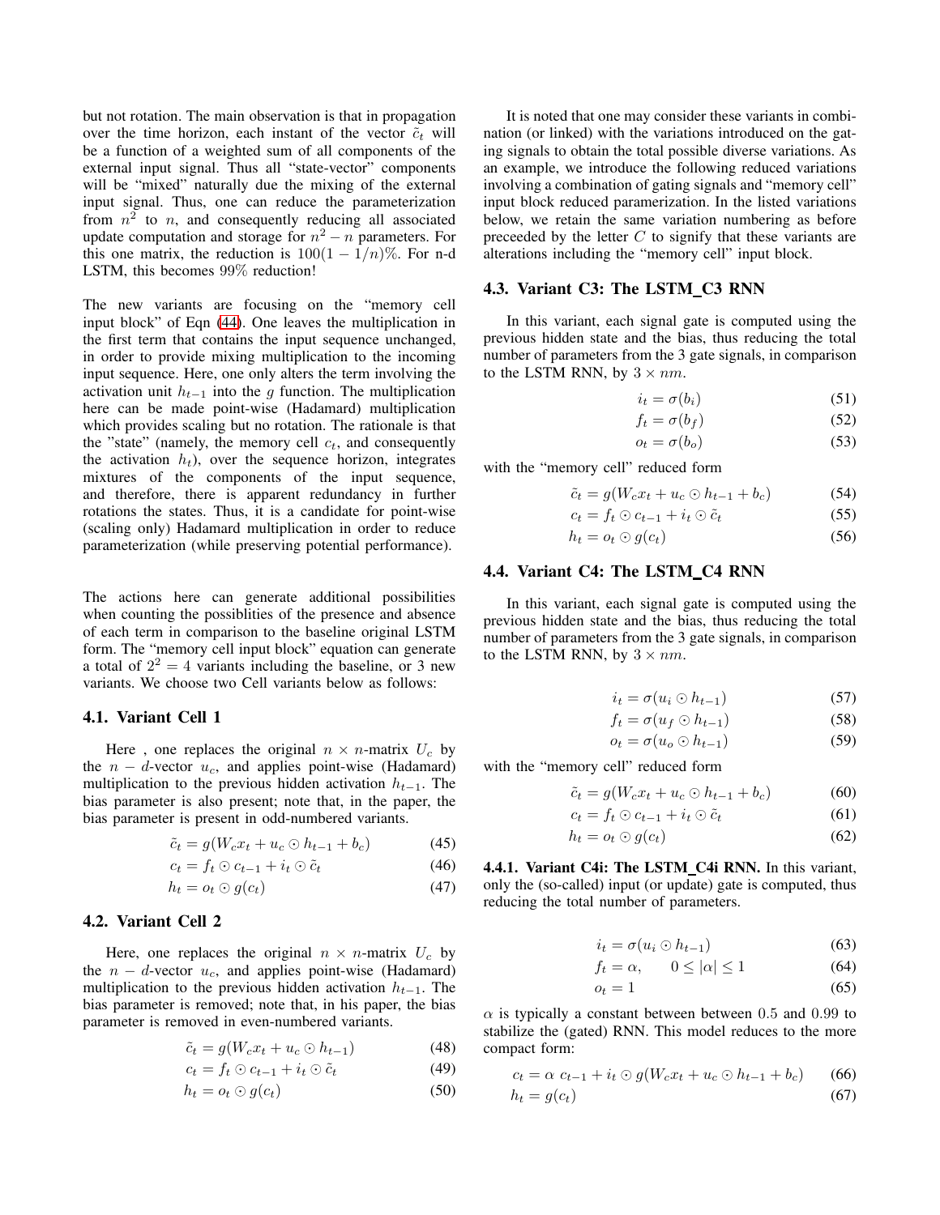but not rotation. The main observation is that in propagation over the time horizon, each instant of the vector $\tilde{c}_t$ will be a function of a weighted sum of all components of the external input signal. Thus all "state-vector" components will be "mixed" naturally due the mixing of the external input signal. Thus, one can reduce the parameterization from $n^2$ to $n$, and consequently reducing all associated update computation and storage for $n^2 - n$ parameters. For this one matrix, the reduction is $100(1 - 1/n)\%$. For n-d LSTM, this becomes $99\%$ reduction!

The new variants are focusing on the "memory cell input block" of Eqn (44). One leaves the multiplication in the first term that contains the input sequence unchanged, in order to provide mixing multiplication to the incoming input sequence. Here, one only alters the term involving the activation unit $h_{t-1}$ into the $g$ function. The multiplication here can be made point-wise (Hadamard) multiplication which provides scaling but no rotation. The rationale is that the "state" (namely, the memory cell $c_t$, and consequently the activation $h_t$), over the sequence horizon, integrates mixtures of the components of the input sequence, and therefore, there is apparent redundancy in further rotations the states. Thus, it is a candidate for point-wise (scaling only) Hadamard multiplication in order to reduce parameterization (while preserving potential performance).

The actions here can generate additional possibilities when counting the possiblities of the presence and absence of each term in comparison to the baseline original LSTM form. The "memory cell input block" equation can generate a total of $2^2 = 4$ variants including the baseline, or 3 new variants. We choose two Cell variants below as follows:

### 4.1. Variant Cell 1

Here , one replaces the original $n \times n$-matrix $U_c$ by the $n-d$-vector $u_c$, and applies point-wise (Hadamard) multiplication to the previous hidden activation $h_{t-1}$. The bias parameter is also present; note that, in the paper, the bias parameter is present in odd-numbered variants.

$$\tilde{c}_t = g(W_c x_t + u_c \odot h_{t-1} + b_c) \tag{45}$$

$$c_t = f_t \odot c_{t-1} + i_t \odot \tilde{c}_t \tag{46}$$

$$h_t = o_t \odot g(c_t) \tag{47}$$

### 4.2. Variant Cell 2

Here, one replaces the original $n \times n$-matrix $U_c$ by the $n-d$-vector $u_c$, and applies point-wise (Hadamard) multiplication to the previous hidden activation $h_{t-1}$. The bias parameter is removed; note that, in his paper, the bias parameter is removed in even-numbered variants.

$$\tilde{c}_t = g(W_c x_t + u_c \odot h_{t-1}) \tag{48}$$

$$c_t = f_t \odot c_{t-1} + i_t \odot \tilde{c}_t \tag{49}$$

$$h_t = o_t \odot g(c_t) \tag{50}$$

It is noted that one may consider these variants in combination (or linked) with the variations introduced on the gating signals to obtain the total possible diverse variations. As an example, we introduce the following reduced variations involving a combination of gating signals and "memory cell" input block reduced paramerization. In the listed variations below, we retain the same variation numbering as before preceeded by the letter $C$ to signify that these variants are alterations including the "memory cell" input block.

### 4.3. Variant C3: The LSTM_C3 RNN

In this variant, each signal gate is computed using the previous hidden state and the bias, thus reducing the total number of parameters from the 3 gate signals, in comparison to the LSTM RNN, by $3 \times nm$.

$$i_t = \sigma(b_i) \tag{51}$$

$$f_t = \sigma(b_f) \tag{52}$$

$$o_t = \sigma(b_o) \tag{53}$$

with the "memory cell" reduced form

$$\tilde{c}_t = g(W_c x_t + u_c \odot h_{t-1} + b_c) \tag{54}$$

$$c_t = f_t \odot c_{t-1} + i_t \odot \tilde{c}_t \tag{55}$$

$$h_t = o_t \odot g(c_t) \tag{56}$$

### 4.4. Variant C4: The LSTM_C4 RNN

In this variant, each signal gate is computed using the previous hidden state and the bias, thus reducing the total number of parameters from the 3 gate signals, in comparison to the LSTM RNN, by $3 \times nm$.

$$i_t = \sigma(u_i \odot h_{t-1}) \tag{57}$$

$$f_t = \sigma(u_f \odot h_{t-1}) \tag{58}$$

$$o_t = \sigma(u_o \odot h_{t-1}) \tag{59}$$

with the "memory cell" reduced form

$$\tilde{c}_t = g(W_c x_t + u_c \odot h_{t-1} + b_c) \tag{60}$$

$$c_t = f_t \odot c_{t-1} + i_t \odot \tilde{c}_t \tag{61}$$

$$h_t = o_t \odot g(c_t) \tag{62}$$

**4.4.1. Variant C4i: The LSTM_C4i RNN.** In this variant, only the (so-called) input (or update) gate is computed, thus reducing the total number of parameters.

$$i_t = \sigma(u_i \odot h_{t-1}) \tag{63}$$

$$f_t = \alpha, \qquad 0 \leq |\alpha| \leq 1 \tag{64}$$

$$o_t = 1 \tag{65}$$

$\alpha$ is typically a constant between between $0.5$ and $0.99$ to stabilize the (gated) RNN. This model reduces to the more compact form:

$$c_t = \alpha \; c_{t-1} + i_t \odot g(W_c x_t + u_c \odot h_{t-1} + b_c) \tag{66}$$

$$h_t = g(c_t) \tag{67}$$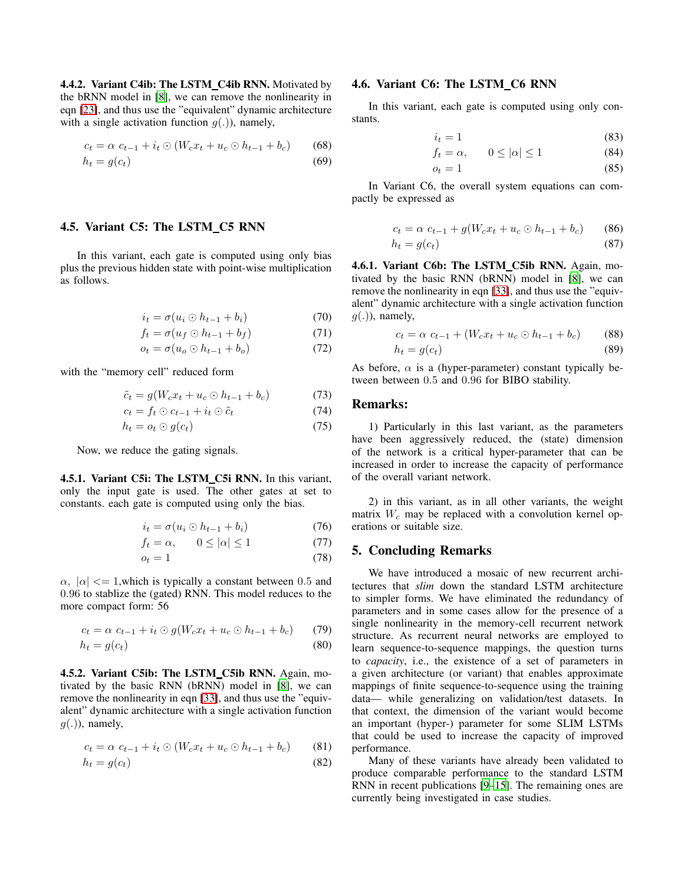#### 4.4.2. Variant C4ib: The LSTM_C4ib RNN.

Motivated by the bRNN model in [8], we can remove the nonlinearity in eqn [23], and thus use the "equivalent" dynamic architecture with a single activation function $g(.)$), namely,

$$c_t = \alpha\ c_{t-1} + i_t \odot (W_c x_t + u_c \odot h_{t-1} + b_c) \tag{68}$$

$$h_t = g(c_t) \tag{69}$$

### 4.5. Variant C5: The LSTM_C5 RNN

In this variant, each gate is computed using only bias plus the previous hidden state with point-wise multiplication as follows.

$$i_t = \sigma(u_i \odot h_{t-1} + b_i) \tag{70}$$

$$f_t = \sigma(u_f \odot h_{t-1} + b_f) \tag{71}$$

$$o_t = \sigma(u_o \odot h_{t-1} + b_o) \tag{72}$$

with the "memory cell" reduced form

$$\tilde{c}_t = g(W_c x_t + u_c \odot h_{t-1} + b_c) \tag{73}$$

$$c_t = f_t \odot c_{t-1} + i_t \odot \tilde{c}_t \tag{74}$$

$$h_t = o_t \odot g(c_t) \tag{75}$$

Now, we reduce the gating signals.

#### 4.5.1. Variant C5i: The LSTM_C5i RNN.

In this variant, only the input gate is used. The other gates at set to constants. each gate is computed using only the bias.

$$i_t = \sigma(u_i \odot h_{t-1} + b_i) \tag{76}$$

$$f_t = \alpha, \qquad 0 \leq |\alpha| \leq 1 \tag{77}$$

$$o_t = 1 \tag{78}$$

$\alpha$, $|\alpha| <= 1$,which is typically a constant between $0.5$ and $0.96$ to stablize the (gated) RNN. This model reduces to the more compact form: 56

$$c_t = \alpha\ c_{t-1} + i_t \odot g(W_c x_t + u_c \odot h_{t-1} + b_c) \tag{79}$$

$$h_t = g(c_t) \tag{80}$$

#### 4.5.2. Variant C5ib: The LSTM_C5ib RNN.

Again, motivated by the basic RNN (bRNN) model in [8], we can remove the nonlinearity in eqn [33], and thus use the "equivalent" dynamic architecture with a single activation function $g(.)$), namely,

$$c_t = \alpha\ c_{t-1} + i_t \odot (W_c x_t + u_c \odot h_{t-1} + b_c) \tag{81}$$

$$h_t = g(c_t) \tag{82}$$

### 4.6. Variant C6: The LSTM_C6 RNN

In this variant, each gate is computed using only constants.

$$i_t = 1 \tag{83}$$

$$f_t = \alpha, \qquad 0 \leq |\alpha| \leq 1 \tag{84}$$

$$o_t = 1 \tag{85}$$

In Variant C6, the overall system equations can compactly be expressed as

$$c_t = \alpha\ c_{t-1} + g(W_c x_t + u_c \odot h_{t-1} + b_c) \tag{86}$$

$$h_t = g(c_t) \tag{87}$$

#### 4.6.1. Variant C6b: The LSTM_C5ib RNN.

Again, motivated by the basic RNN (bRNN) model in [8], we can remove the nonlinearity in eqn [33], and thus use the "equivalent" dynamic architecture with a single activation function $g(.)$), namely,

$$c_t = \alpha\ c_{t-1} + (W_c x_t + u_c \odot h_{t-1} + b_c) \tag{88}$$

$$h_t = g(c_t) \tag{89}$$

As before, $\alpha$ is a (hyper-parameter) constant typically between between $0.5$ and $0.96$ for BIBO stability.

## Remarks:

1) Particularly in this last variant, as the parameters have been aggressively reduced, the (state) dimension of the network is a critical hyper-parameter that can be increased in order to increase the capacity of performance of the overall variant network.

2) in this variant, as in all other variants, the weight matrix $W_c$ may be replaced with a convolution kernel operations or suitable size.

## 5. Concluding Remarks

We have introduced a mosaic of new recurrent architectures that *slim* down the standard LSTM architecture to simpler forms. We have eliminated the redundancy of parameters and in some cases allow for the presence of a single nonlinearity in the memory-cell recurrent network structure. As recurrent neural networks are employed to learn sequence-to-sequence mappings, the question turns to *capacity*, i.e., the existence of a set of parameters in a given architecture (or variant) that enables approximate mappings of finite sequence-to-sequence using the training data— while generalizing on validation/test datasets. In that context, the dimension of the variant would become an important (hyper-) parameter for some SLIM LSTMs that could be used to increase the capacity of improved performance.

Many of these variants have already been validated to produce comparable performance to the standard LSTM RNN in recent publications [9–15]. The remaining ones are currently being investigated in case studies.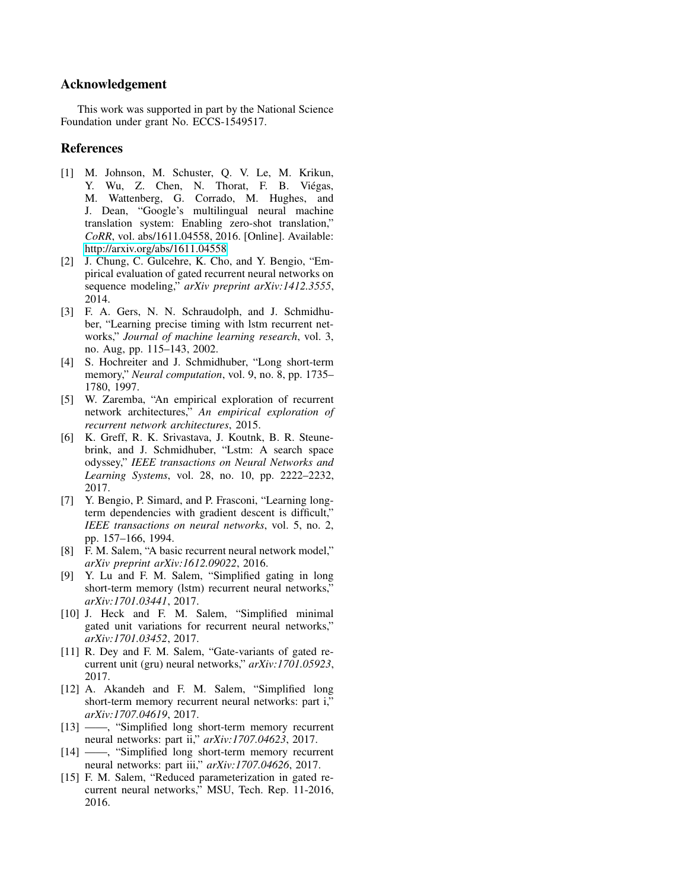## Acknowledgement

This work was supported in part by the National Science Foundation under grant No. ECCS-1549517.

## References

[1] M. Johnson, M. Schuster, Q. V. Le, M. Krikun, Y. Wu, Z. Chen, N. Thorat, F. B. Viégas, M. Wattenberg, G. Corrado, M. Hughes, and J. Dean, "Google's multilingual neural machine translation system: Enabling zero-shot translation," *CoRR*, vol. abs/1611.04558, 2016. [Online]. Available: http://arxiv.org/abs/1611.04558

[2] J. Chung, C. Gulcehre, K. Cho, and Y. Bengio, "Empirical evaluation of gated recurrent neural networks on sequence modeling," *arXiv preprint arXiv:1412.3555*, 2014.

[3] F. A. Gers, N. N. Schraudolph, and J. Schmidhuber, "Learning precise timing with lstm recurrent networks," *Journal of machine learning research*, vol. 3, no. Aug, pp. 115–143, 2002.

[4] S. Hochreiter and J. Schmidhuber, "Long short-term memory," *Neural computation*, vol. 9, no. 8, pp. 1735–1780, 1997.

[5] W. Zaremba, "An empirical exploration of recurrent network architectures," *An empirical exploration of recurrent network architectures*, 2015.

[6] K. Greff, R. K. Srivastava, J. Koutnk, B. R. Steunebrink, and J. Schmidhuber, "Lstm: A search space odyssey," *IEEE transactions on Neural Networks and Learning Systems*, vol. 28, no. 10, pp. 2222–2232, 2017.

[7] Y. Bengio, P. Simard, and P. Frasconi, "Learning long-term dependencies with gradient descent is difficult," *IEEE transactions on neural networks*, vol. 5, no. 2, pp. 157–166, 1994.

[8] F. M. Salem, "A basic recurrent neural network model," *arXiv preprint arXiv:1612.09022*, 2016.

[9] Y. Lu and F. M. Salem, "Simplified gating in long short-term memory (lstm) recurrent neural networks," *arXiv:1701.03441*, 2017.

[10] J. Heck and F. M. Salem, "Simplified minimal gated unit variations for recurrent neural networks," *arXiv:1701.03452*, 2017.

[11] R. Dey and F. M. Salem, "Gate-variants of gated recurrent unit (gru) neural networks," *arXiv:1701.05923*, 2017.

[12] A. Akandeh and F. M. Salem, "Simplified long short-term memory recurrent neural networks: part i," *arXiv:1707.04619*, 2017.

[13] ——, "Simplified long short-term memory recurrent neural networks: part ii," *arXiv:1707.04623*, 2017.

[14] ——, "Simplified long short-term memory recurrent neural networks: part iii," *arXiv:1707.04626*, 2017.

[15] F. M. Salem, "Reduced parameterization in gated recurrent neural networks," MSU, Tech. Rep. 11-2016, 2016.